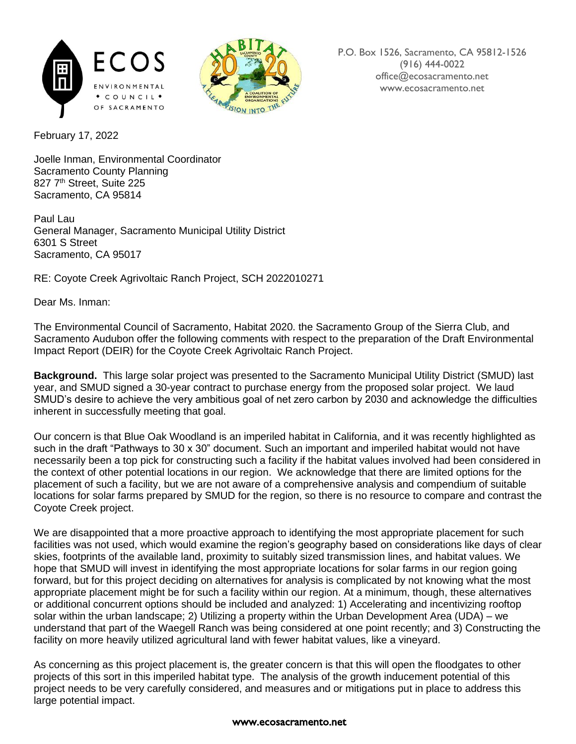P.O. Box 1526, Sacramento, CA 95812-1526
(916) 444-0022
office@ecosacramento.net
www.ecosacramento.net

February 17, 2022

Joelle Inman, Environmental Coordinator
Sacramento County Planning
827 7th Street, Suite 225
Sacramento, CA 95814

Paul Lau
General Manager, Sacramento Municipal Utility District
6301 S Street
Sacramento, CA 95017

RE: Coyote Creek Agrivoltaic Ranch Project, SCH 2022010271

Dear Ms. Inman:

The Environmental Council of Sacramento, Habitat 2020. the Sacramento Group of the Sierra Club, and Sacramento Audubon offer the following comments with respect to the preparation of the Draft Environmental Impact Report (DEIR) for the Coyote Creek Agrivoltaic Ranch Project.

**Background.** This large solar project was presented to the Sacramento Municipal Utility District (SMUD) last year, and SMUD signed a 30-year contract to purchase energy from the proposed solar project. We laud SMUD's desire to achieve the very ambitious goal of net zero carbon by 2030 and acknowledge the difficulties inherent in successfully meeting that goal.

Our concern is that Blue Oak Woodland is an imperiled habitat in California, and it was recently highlighted as such in the draft "Pathways to 30 x 30" document. Such an important and imperiled habitat would not have necessarily been a top pick for constructing such a facility if the habitat values involved had been considered in the context of other potential locations in our region. We acknowledge that there are limited options for the placement of such a facility, but we are not aware of a comprehensive analysis and compendium of suitable locations for solar farms prepared by SMUD for the region, so there is no resource to compare and contrast the Coyote Creek project.

We are disappointed that a more proactive approach to identifying the most appropriate placement for such facilities was not used, which would examine the region's geography based on considerations like days of clear skies, footprints of the available land, proximity to suitably sized transmission lines, and habitat values. We hope that SMUD will invest in identifying the most appropriate locations for solar farms in our region going forward, but for this project deciding on alternatives for analysis is complicated by not knowing what the most appropriate placement might be for such a facility within our region. At a minimum, though, these alternatives or additional concurrent options should be included and analyzed: 1) Accelerating and incentivizing rooftop solar within the urban landscape; 2) Utilizing a property within the Urban Development Area (UDA) – we understand that part of the Waegell Ranch was being considered at one point recently; and 3) Constructing the facility on more heavily utilized agricultural land with fewer habitat values, like a vineyard.

As concerning as this project placement is, the greater concern is that this will open the floodgates to other projects of this sort in this imperiled habitat type. The analysis of the growth inducement potential of this project needs to be very carefully considered, and measures and or mitigations put in place to address this large potential impact.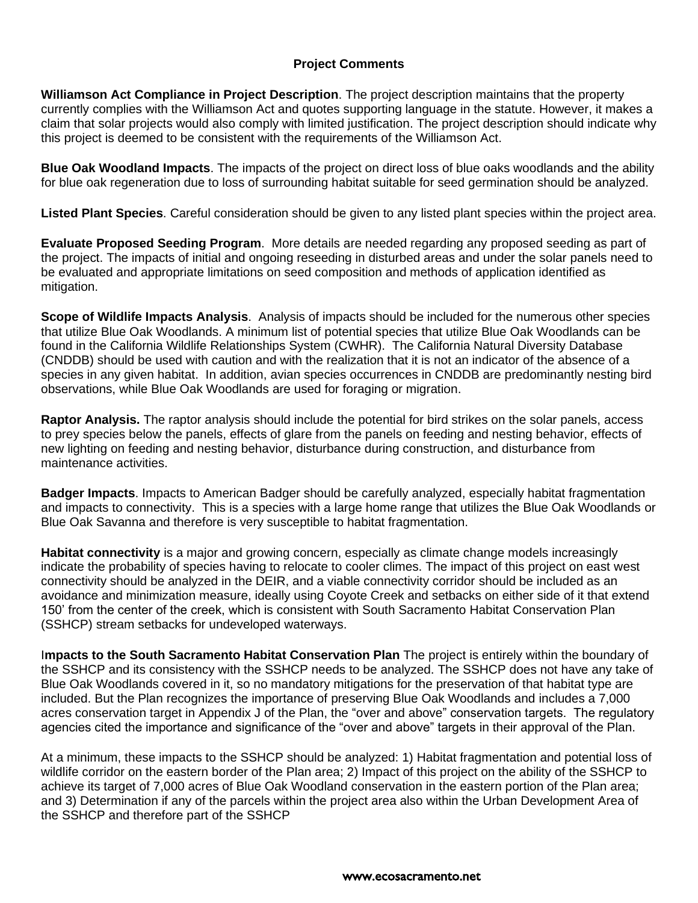## Project Comments

**Williamson Act Compliance in Project Description**. The project description maintains that the property currently complies with the Williamson Act and quotes supporting language in the statute. However, it makes a claim that solar projects would also comply with limited justification. The project description should indicate why this project is deemed to be consistent with the requirements of the Williamson Act.

**Blue Oak Woodland Impacts**. The impacts of the project on direct loss of blue oaks woodlands and the ability for blue oak regeneration due to loss of surrounding habitat suitable for seed germination should be analyzed.

**Listed Plant Species**. Careful consideration should be given to any listed plant species within the project area.

**Evaluate Proposed Seeding Program**. More details are needed regarding any proposed seeding as part of the project. The impacts of initial and ongoing reseeding in disturbed areas and under the solar panels need to be evaluated and appropriate limitations on seed composition and methods of application identified as mitigation.

**Scope of Wildlife Impacts Analysis**. Analysis of impacts should be included for the numerous other species that utilize Blue Oak Woodlands. A minimum list of potential species that utilize Blue Oak Woodlands can be found in the California Wildlife Relationships System (CWHR). The California Natural Diversity Database (CNDDB) should be used with caution and with the realization that it is not an indicator of the absence of a species in any given habitat. In addition, avian species occurrences in CNDDB are predominantly nesting bird observations, while Blue Oak Woodlands are used for foraging or migration.

**Raptor Analysis.** The raptor analysis should include the potential for bird strikes on the solar panels, access to prey species below the panels, effects of glare from the panels on feeding and nesting behavior, effects of new lighting on feeding and nesting behavior, disturbance during construction, and disturbance from maintenance activities.

**Badger Impacts**. Impacts to American Badger should be carefully analyzed, especially habitat fragmentation and impacts to connectivity. This is a species with a large home range that utilizes the Blue Oak Woodlands or Blue Oak Savanna and therefore is very susceptible to habitat fragmentation.

**Habitat connectivity** is a major and growing concern, especially as climate change models increasingly indicate the probability of species having to relocate to cooler climes. The impact of this project on east west connectivity should be analyzed in the DEIR, and a viable connectivity corridor should be included as an avoidance and minimization measure, ideally using Coyote Creek and setbacks on either side of it that extend 150' from the center of the creek, which is consistent with South Sacramento Habitat Conservation Plan (SSHCP) stream setbacks for undeveloped waterways.

I**mpacts to the South Sacramento Habitat Conservation Plan** The project is entirely within the boundary of the SSHCP and its consistency with the SSHCP needs to be analyzed. The SSHCP does not have any take of Blue Oak Woodlands covered in it, so no mandatory mitigations for the preservation of that habitat type are included. But the Plan recognizes the importance of preserving Blue Oak Woodlands and includes a 7,000 acres conservation target in Appendix J of the Plan, the "over and above" conservation targets. The regulatory agencies cited the importance and significance of the "over and above" targets in their approval of the Plan.

At a minimum, these impacts to the SSHCP should be analyzed: 1) Habitat fragmentation and potential loss of wildlife corridor on the eastern border of the Plan area; 2) Impact of this project on the ability of the SSHCP to achieve its target of 7,000 acres of Blue Oak Woodland conservation in the eastern portion of the Plan area; and 3) Determination if any of the parcels within the project area also within the Urban Development Area of the SSHCP and therefore part of the SSHCP

www.ecosacramento.net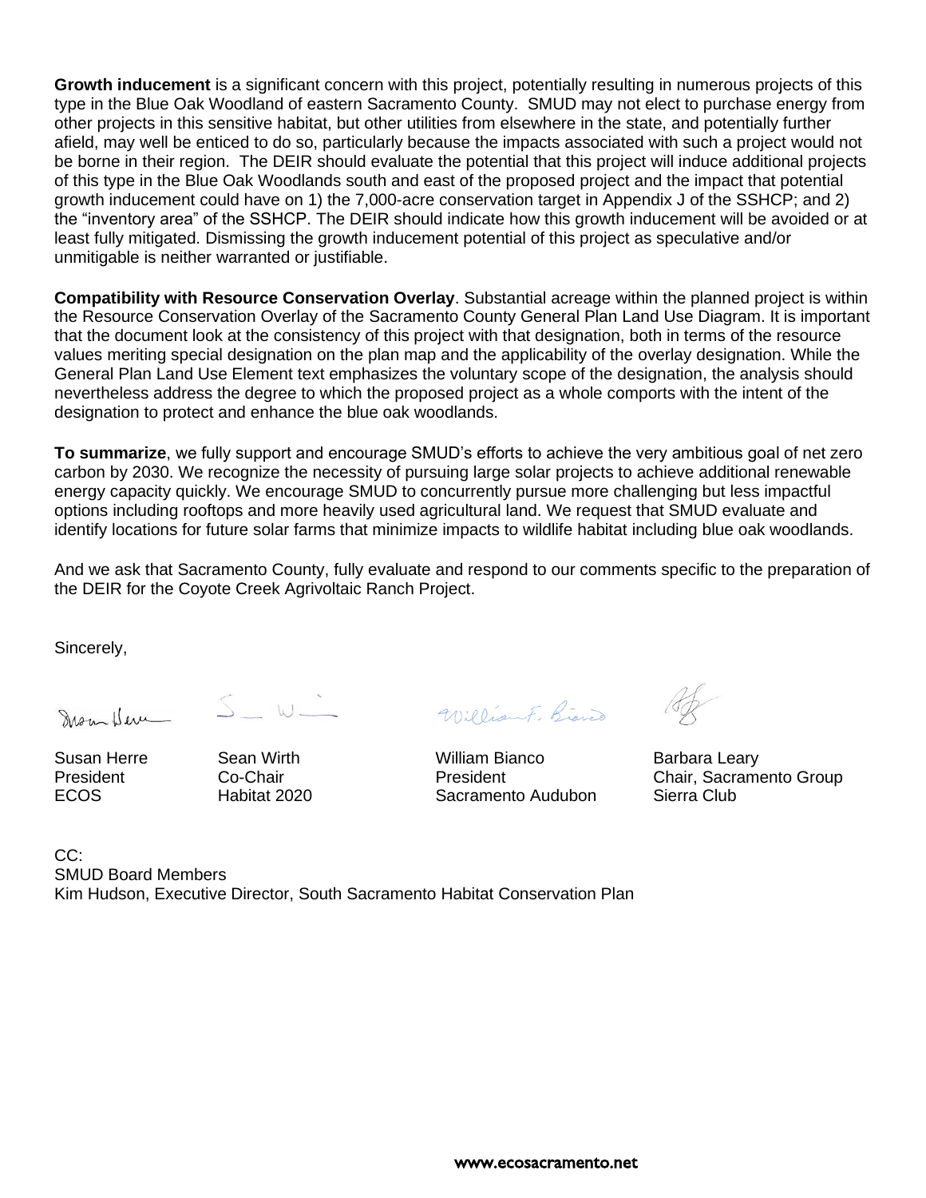**Growth inducement** is a significant concern with this project, potentially resulting in numerous projects of this type in the Blue Oak Woodland of eastern Sacramento County. SMUD may not elect to purchase energy from other projects in this sensitive habitat, but other utilities from elsewhere in the state, and potentially further afield, may well be enticed to do so, particularly because the impacts associated with such a project would not be borne in their region. The DEIR should evaluate the potential that this project will induce additional projects of this type in the Blue Oak Woodlands south and east of the proposed project and the impact that potential growth inducement could have on 1) the 7,000-acre conservation target in Appendix J of the SSHCP; and 2) the "inventory area" of the SSHCP. The DEIR should indicate how this growth inducement will be avoided or at least fully mitigated. Dismissing the growth inducement potential of this project as speculative and/or unmitigable is neither warranted or justifiable.

**Compatibility with Resource Conservation Overlay**. Substantial acreage within the planned project is within the Resource Conservation Overlay of the Sacramento County General Plan Land Use Diagram. It is important that the document look at the consistency of this project with that designation, both in terms of the resource values meriting special designation on the plan map and the applicability of the overlay designation. While the General Plan Land Use Element text emphasizes the voluntary scope of the designation, the analysis should nevertheless address the degree to which the proposed project as a whole comports with the intent of the designation to protect and enhance the blue oak woodlands.

**To summarize**, we fully support and encourage SMUD's efforts to achieve the very ambitious goal of net zero carbon by 2030. We recognize the necessity of pursuing large solar projects to achieve additional renewable energy capacity quickly. We encourage SMUD to concurrently pursue more challenging but less impactful options including rooftops and more heavily used agricultural land. We request that SMUD evaluate and identify locations for future solar farms that minimize impacts to wildlife habitat including blue oak woodlands.

And we ask that Sacramento County, fully evaluate and respond to our comments specific to the preparation of the DEIR for the Coyote Creek Agrivoltaic Ranch Project.

Sincerely,

| | | | |
|---|---|---|---|
| Susan Herre | Sean Wirth | William Bianco | Barbara Leary |
| President | Co-Chair | President | Chair, Sacramento Group |
| ECOS | Habitat 2020 | Sacramento Audubon | Sierra Club |

CC:
SMUD Board Members
Kim Hudson, Executive Director, South Sacramento Habitat Conservation Plan

www.ecosacramento.net